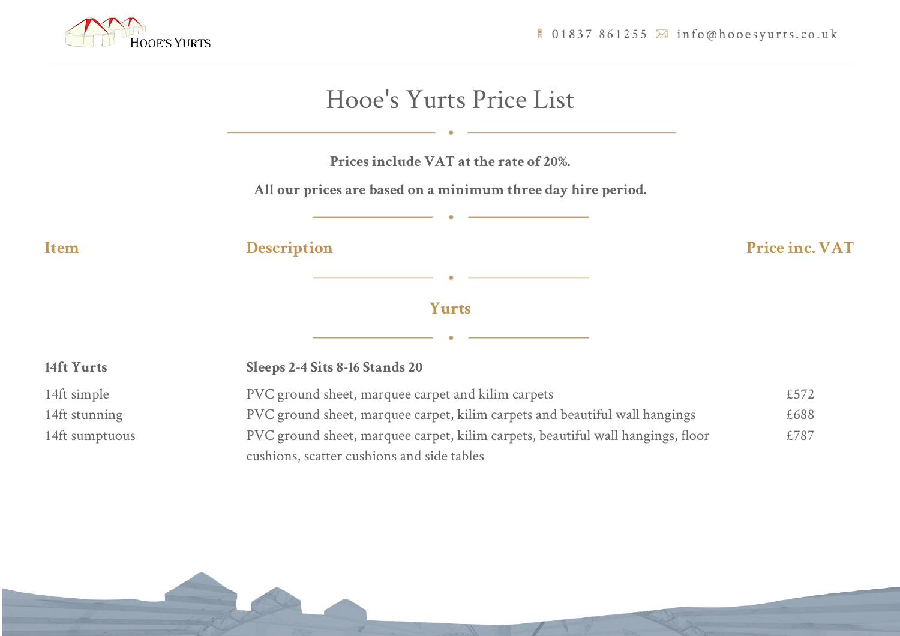Hooe's Yurts

01837 861255 info@hooesyurts.co.uk

# Hooe's Yurts Price List

**Prices include VAT at the rate of 20%.**

**All our prices are based on a minimum three day hire period.**

| Item | Description | Price inc. VAT |
|---|---|---|

## Yurts

| Item | Description | Price inc. VAT |
|---|---|---|
| **14ft Yurts** | **Sleeps 2-4 Sits 8-16 Stands 20** | |
| 14ft simple | PVC ground sheet, marquee carpet and kilim carpets | £572 |
| 14ft stunning | PVC ground sheet, marquee carpet, kilim carpets and beautiful wall hangings | £688 |
| 14ft sumptuous | PVC ground sheet, marquee carpet, kilim carpets, beautiful wall hangings, floor cushions, scatter cushions and side tables | £787 |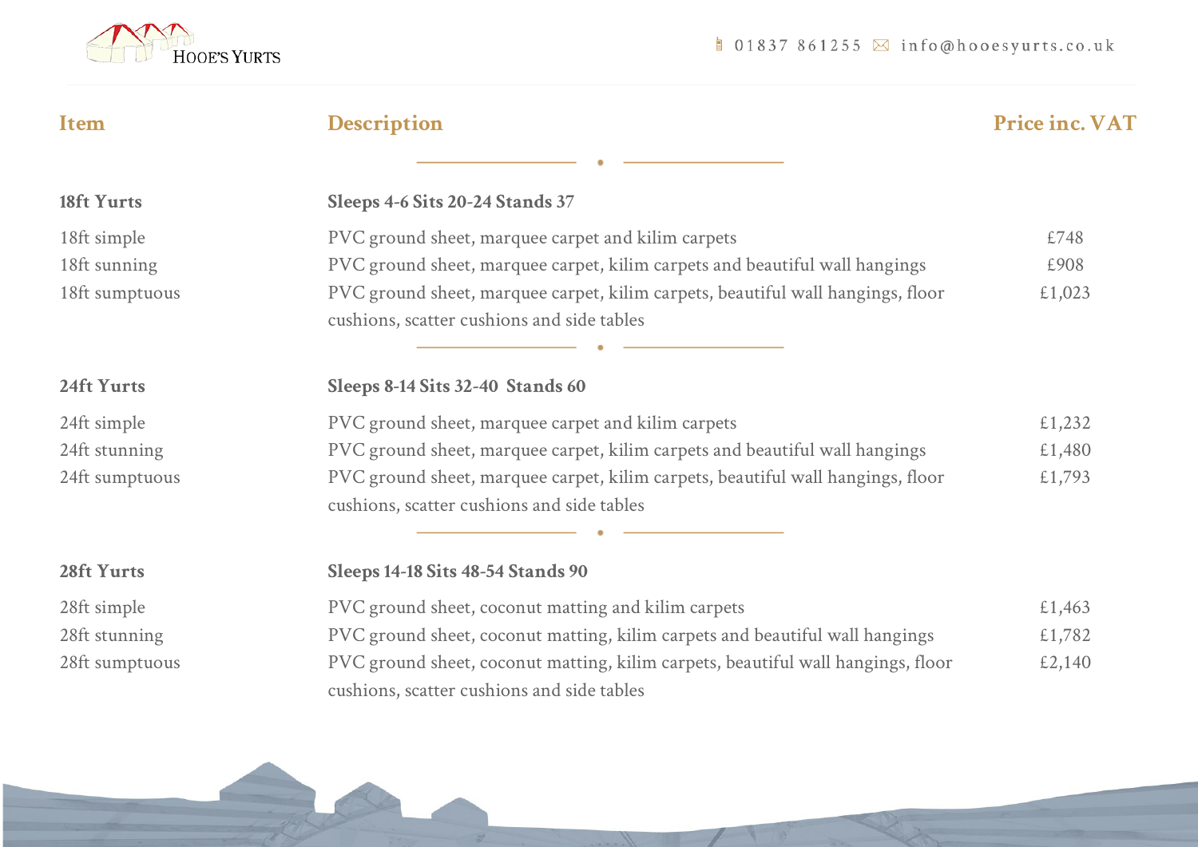| Item | Description | Price inc. VAT |
|---|---|---|
| **18ft Yurts** | **Sleeps 4-6 Sits 20-24 Stands 37** | |
| 18ft simple | PVC ground sheet, marquee carpet and kilim carpets | £748 |
| 18ft sunning | PVC ground sheet, marquee carpet, kilim carpets and beautiful wall hangings | £908 |
| 18ft sumptuous | PVC ground sheet, marquee carpet, kilim carpets, beautiful wall hangings, floor cushions, scatter cushions and side tables | £1,023 |
| **24ft Yurts** | **Sleeps 8-14 Sits 32-40 Stands 60** | |
| 24ft simple | PVC ground sheet, marquee carpet and kilim carpets | £1,232 |
| 24ft stunning | PVC ground sheet, marquee carpet, kilim carpets and beautiful wall hangings | £1,480 |
| 24ft sumptuous | PVC ground sheet, marquee carpet, kilim carpets, beautiful wall hangings, floor cushions, scatter cushions and side tables | £1,793 |
| **28ft Yurts** | **Sleeps 14-18 Sits 48-54 Stands 90** | |
| 28ft simple | PVC ground sheet, coconut matting and kilim carpets | £1,463 |
| 28ft stunning | PVC ground sheet, coconut matting, kilim carpets and beautiful wall hangings | £1,782 |
| 28ft sumptuous | PVC ground sheet, coconut matting, kilim carpets, beautiful wall hangings, floor cushions, scatter cushions and side tables | £2,140 |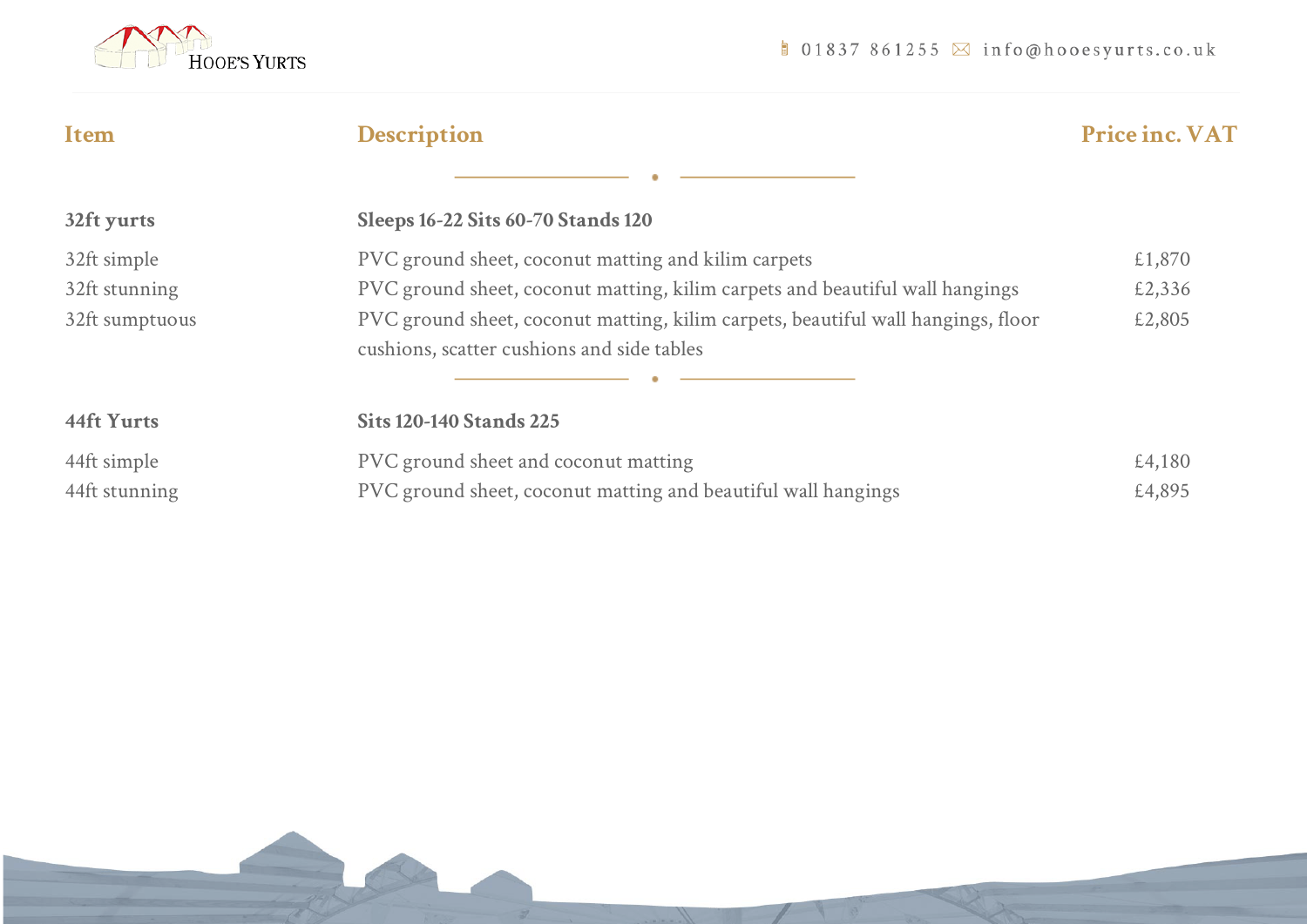| Item | Description | Price inc. VAT |
|---|---|---|
| **32ft yurts** | **Sleeps 16-22 Sits 60-70 Stands 120** | |
| 32ft simple | PVC ground sheet, coconut matting and kilim carpets | £1,870 |
| 32ft stunning | PVC ground sheet, coconut matting, kilim carpets and beautiful wall hangings | £2,336 |
| 32ft sumptuous | PVC ground sheet, coconut matting, kilim carpets, beautiful wall hangings, floor cushions, scatter cushions and side tables | £2,805 |
| **44ft Yurts** | **Sits 120-140 Stands 225** | |
| 44ft simple | PVC ground sheet and coconut matting | £4,180 |
| 44ft stunning | PVC ground sheet, coconut matting and beautiful wall hangings | £4,895 |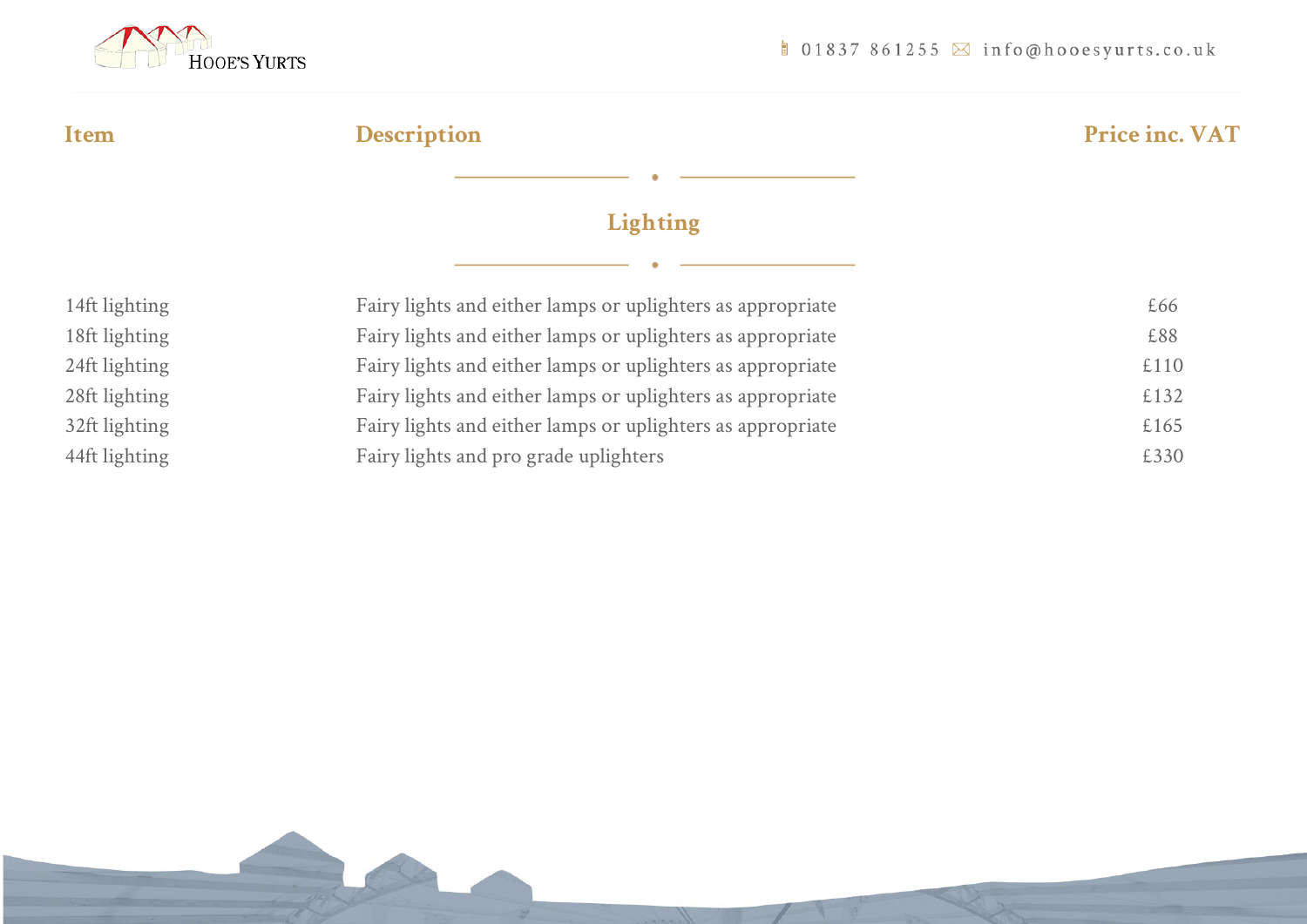| Item | Description | Price inc. VAT |
| --- | --- | --- |

## Lighting

| Item | Description | Price inc. VAT |
| --- | --- | --- |
| 14ft lighting | Fairy lights and either lamps or uplighters as appropriate | £66 |
| 18ft lighting | Fairy lights and either lamps or uplighters as appropriate | £88 |
| 24ft lighting | Fairy lights and either lamps or uplighters as appropriate | £110 |
| 28ft lighting | Fairy lights and either lamps or uplighters as appropriate | £132 |
| 32ft lighting | Fairy lights and either lamps or uplighters as appropriate | £165 |
| 44ft lighting | Fairy lights and pro grade uplighters | £330 |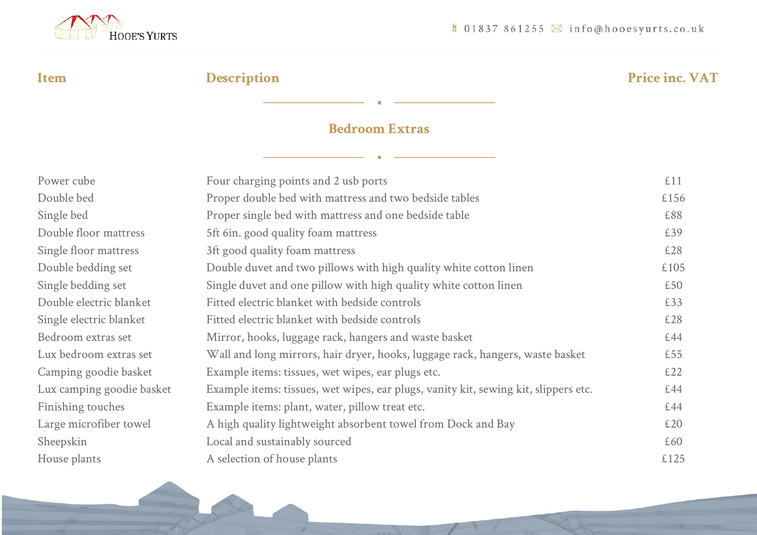| Item | Description | Price inc. VAT |
|---|---|---|

## Bedroom Extras

| Item | Description | Price inc. VAT |
|---|---|---|
| Power cube | Four charging points and 2 usb ports | £11 |
| Double bed | Proper double bed with mattress and two bedside tables | £156 |
| Single bed | Proper single bed with mattress and one bedside table | £88 |
| Double floor mattress | 5ft 6in. good quality foam mattress | £39 |
| Single floor mattress | 3ft good quality foam mattress | £28 |
| Double bedding set | Double duvet and two pillows with high quality white cotton linen | £105 |
| Single bedding set | Single duvet and one pillow with high quality white cotton linen | £50 |
| Double electric blanket | Fitted electric blanket with bedside controls | £33 |
| Single electric blanket | Fitted electric blanket with bedside controls | £28 |
| Bedroom extras set | Mirror, hooks, luggage rack, hangers and waste basket | £44 |
| Lux bedroom extras set | Wall and long mirrors, hair dryer, hooks, luggage rack, hangers, waste basket | £55 |
| Camping goodie basket | Example items: tissues, wet wipes, ear plugs etc. | £22 |
| Lux camping goodie basket | Example items: tissues, wet wipes, ear plugs, vanity kit, sewing kit, slippers etc. | £44 |
| Finishing touches | Example items: plant, water, pillow treat etc. | £44 |
| Large microfiber towel | A high quality lightweight absorbent towel from Dock and Bay | £20 |
| Sheepskin | Local and sustainably sourced | £60 |
| House plants | A selection of house plants | £125 |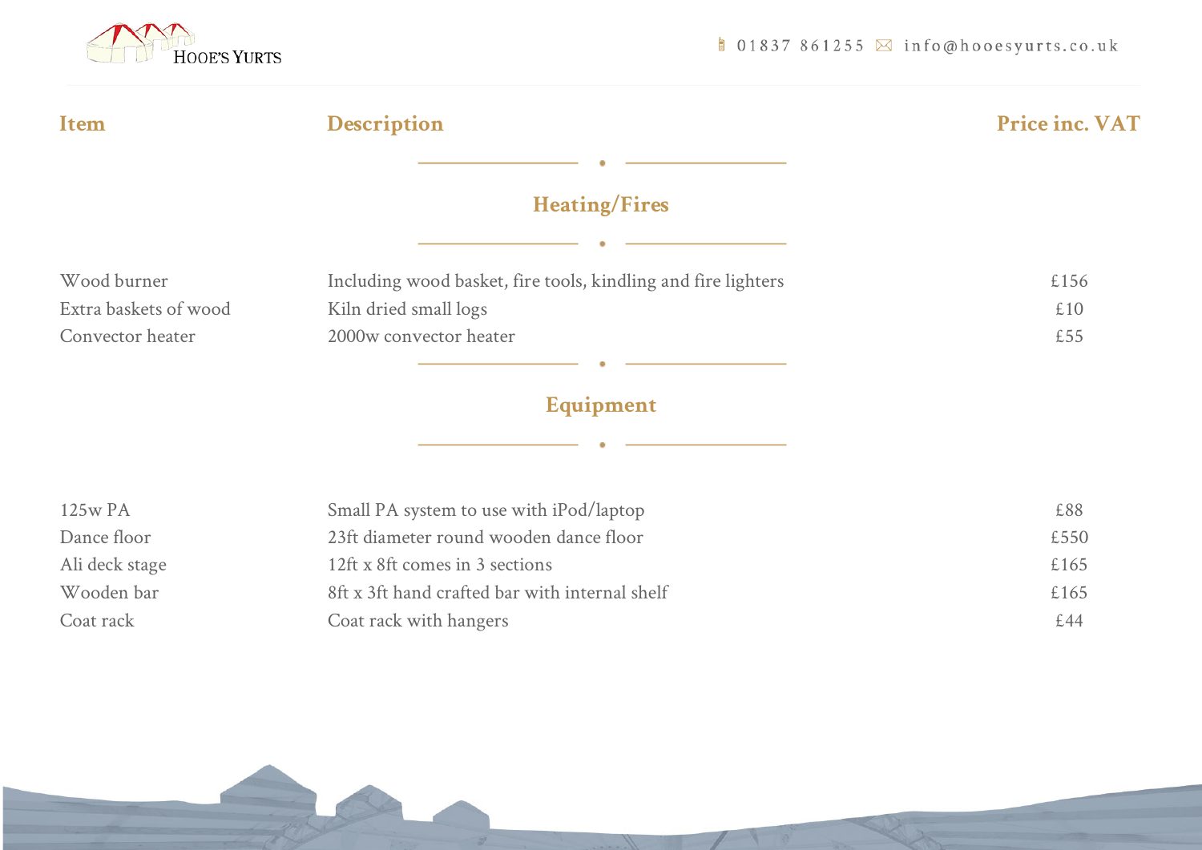| Item | Description | Price inc. VAT |
|---|---|---|

## Heating/Fires

| Item | Description | Price inc. VAT |
|---|---|---|
| Wood burner | Including wood basket, fire tools, kindling and fire lighters | £156 |
| Extra baskets of wood | Kiln dried small logs | £10 |
| Convector heater | 2000w convector heater | £55 |

## Equipment

| Item | Description | Price inc. VAT |
|---|---|---|
| 125w PA | Small PA system to use with iPod/laptop | £88 |
| Dance floor | 23ft diameter round wooden dance floor | £550 |
| Ali deck stage | 12ft x 8ft comes in 3 sections | £165 |
| Wooden bar | 8ft x 3ft hand crafted bar with internal shelf | £165 |
| Coat rack | Coat rack with hangers | £44 |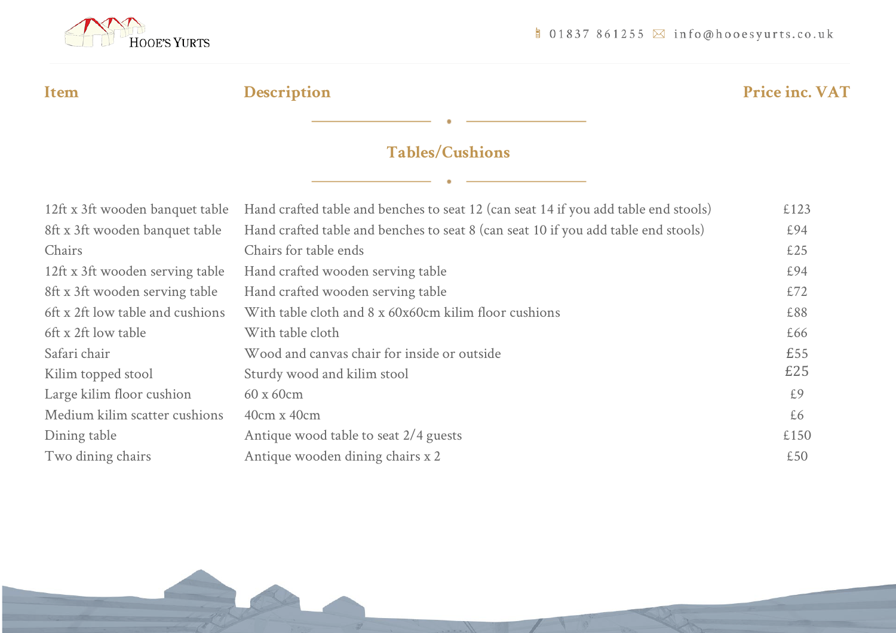| Item | Description | Price inc. VAT |
| --- | --- | --- |

## Tables/Cushions

| Item | Description | Price inc. VAT |
| --- | --- | --- |
| 12ft x 3ft wooden banquet table | Hand crafted table and benches to seat 12 (can seat 14 if you add table end stools) | £123 |
| 8ft x 3ft wooden banquet table | Hand crafted table and benches to seat 8 (can seat 10 if you add table end stools) | £94 |
| Chairs | Chairs for table ends | £25 |
| 12ft x 3ft wooden serving table | Hand crafted wooden serving table | £94 |
| 8ft x 3ft wooden serving table | Hand crafted wooden serving table | £72 |
| 6ft x 2ft low table and cushions | With table cloth and 8 x 60x60cm kilim floor cushions | £88 |
| 6ft x 2ft low table | With table cloth | £66 |
| Safari chair | Wood and canvas chair for inside or outside | £55 |
| Kilim topped stool | Sturdy wood and kilim stool | £25 |
| Large kilim floor cushion | 60 x 60cm | £9 |
| Medium kilim scatter cushions | 40cm x 40cm | £6 |
| Dining table | Antique wood table to seat 2/4 guests | £150 |
| Two dining chairs | Antique wooden dining chairs x 2 | £50 |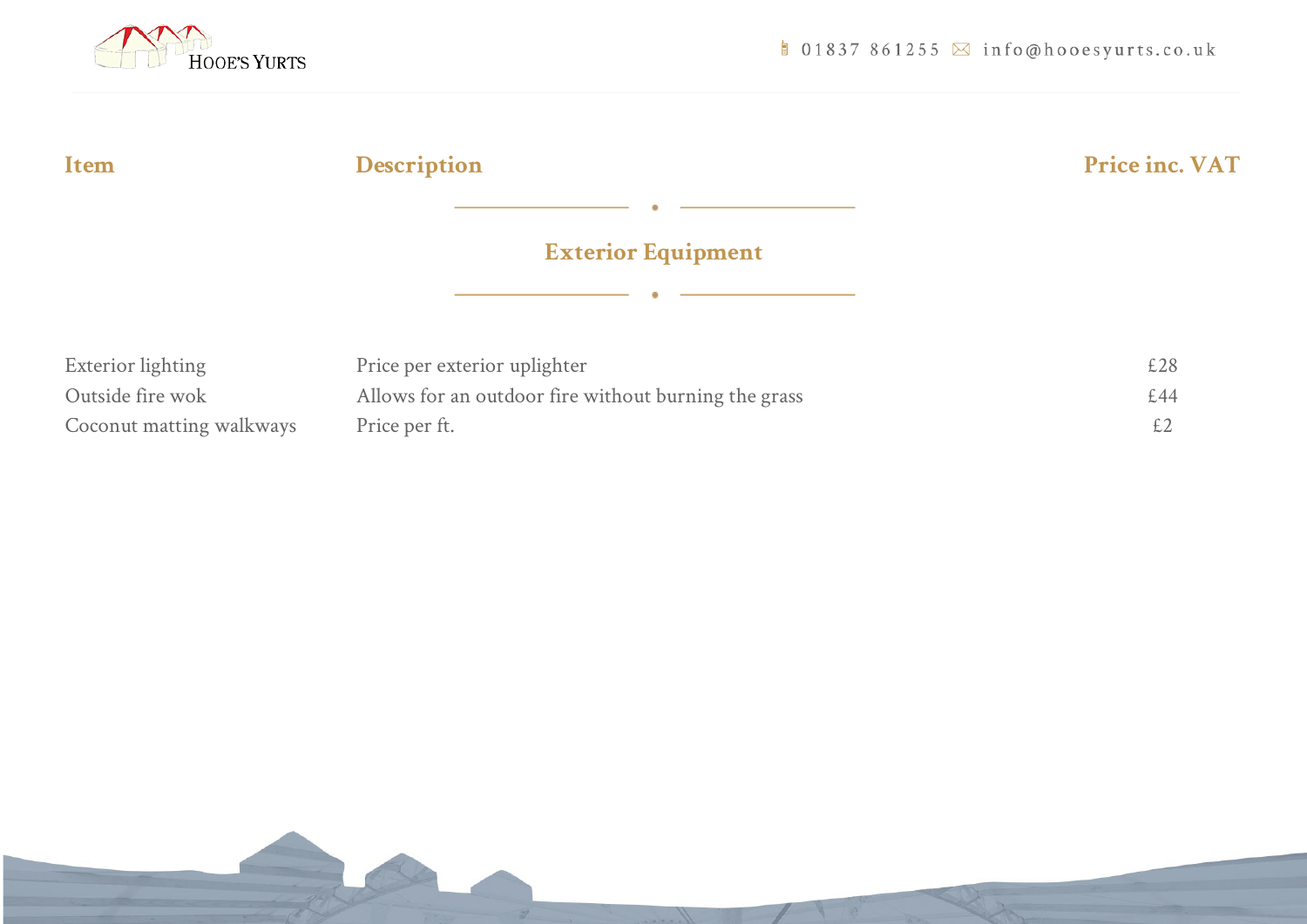| Item | Description | Price inc. VAT |
| --- | --- | --- |

## Exterior Equipment

| | | |
| --- | --- | --- |
| Exterior lighting | Price per exterior uplighter | £28 |
| Outside fire wok | Allows for an outdoor fire without burning the grass | £44 |
| Coconut matting walkways | Price per ft. | £2 |